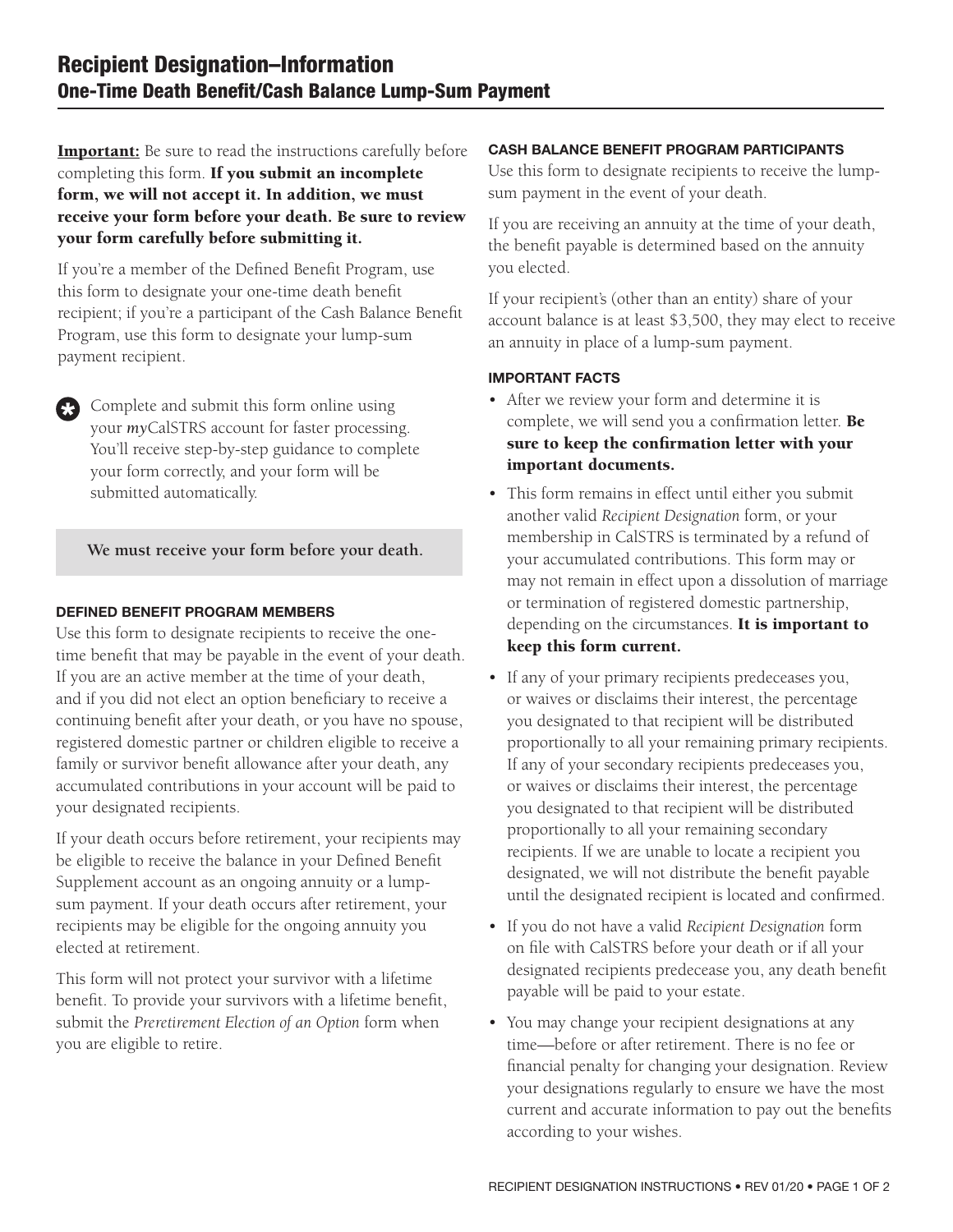# Recipient Designation–Information

## One-Time Death Benefit/Cash Balance Lump-Sum Payment

**Important:** Be sure to read the instructions carefully before completing this form. **If you submit an incomplete form, we will not accept it. In addition, we must receive your form before your death. Be sure to review your form carefully before submitting it.**

If you're a member of the Defined Benefit Program, use this form to designate your one-time death benefit recipient; if you're a participant of the Cash Balance Benefit Program, use this form to designate your lump-sum payment recipient.

Complete and submit this form online using your *my*CalSTRS account for faster processing. You'll receive step-by-step guidance to complete your form correctly, and your form will be submitted automatically.

**We must receive your form before your death.**

### DEFINED BENEFIT PROGRAM MEMBERS

Use this form to designate recipients to receive the one-time benefit that may be payable in the event of your death. If you are an active member at the time of your death, and if you did not elect an option beneficiary to receive a continuing benefit after your death, or you have no spouse, registered domestic partner or children eligible to receive a family or survivor benefit allowance after your death, any accumulated contributions in your account will be paid to your designated recipients.

If your death occurs before retirement, your recipients may be eligible to receive the balance in your Defined Benefit Supplement account as an ongoing annuity or a lump-sum payment. If your death occurs after retirement, your recipients may be eligible for the ongoing annuity you elected at retirement.

This form will not protect your survivor with a lifetime benefit. To provide your survivors with a lifetime benefit, submit the *Preretirement Election of an Option* form when you are eligible to retire.

### CASH BALANCE BENEFIT PROGRAM PARTICIPANTS

Use this form to designate recipients to receive the lump-sum payment in the event of your death.

If you are receiving an annuity at the time of your death, the benefit payable is determined based on the annuity you elected.

If your recipient's (other than an entity) share of your account balance is at least $3,500, they may elect to receive an annuity in place of a lump-sum payment.

### IMPORTANT FACTS

- After we review your form and determine it is complete, we will send you a confirmation letter. **Be sure to keep the confirmation letter with your important documents.**
- This form remains in effect until either you submit another valid *Recipient Designation* form, or your membership in CalSTRS is terminated by a refund of your accumulated contributions. This form may or may not remain in effect upon a dissolution of marriage or termination of registered domestic partnership, depending on the circumstances. **It is important to keep this form current.**
- If any of your primary recipients predeceases you, or waives or disclaims their interest, the percentage you designated to that recipient will be distributed proportionally to all your remaining primary recipients. If any of your secondary recipients predeceases you, or waives or disclaims their interest, the percentage you designated to that recipient will be distributed proportionally to all your remaining secondary recipients. If we are unable to locate a recipient you designated, we will not distribute the benefit payable until the designated recipient is located and confirmed.
- If you do not have a valid *Recipient Designation* form on file with CalSTRS before your death or if all your designated recipients predecease you, any death benefit payable will be paid to your estate.
- You may change your recipient designations at any time—before or after retirement. There is no fee or financial penalty for changing your designation. Review your designations regularly to ensure we have the most current and accurate information to pay out the benefits according to your wishes.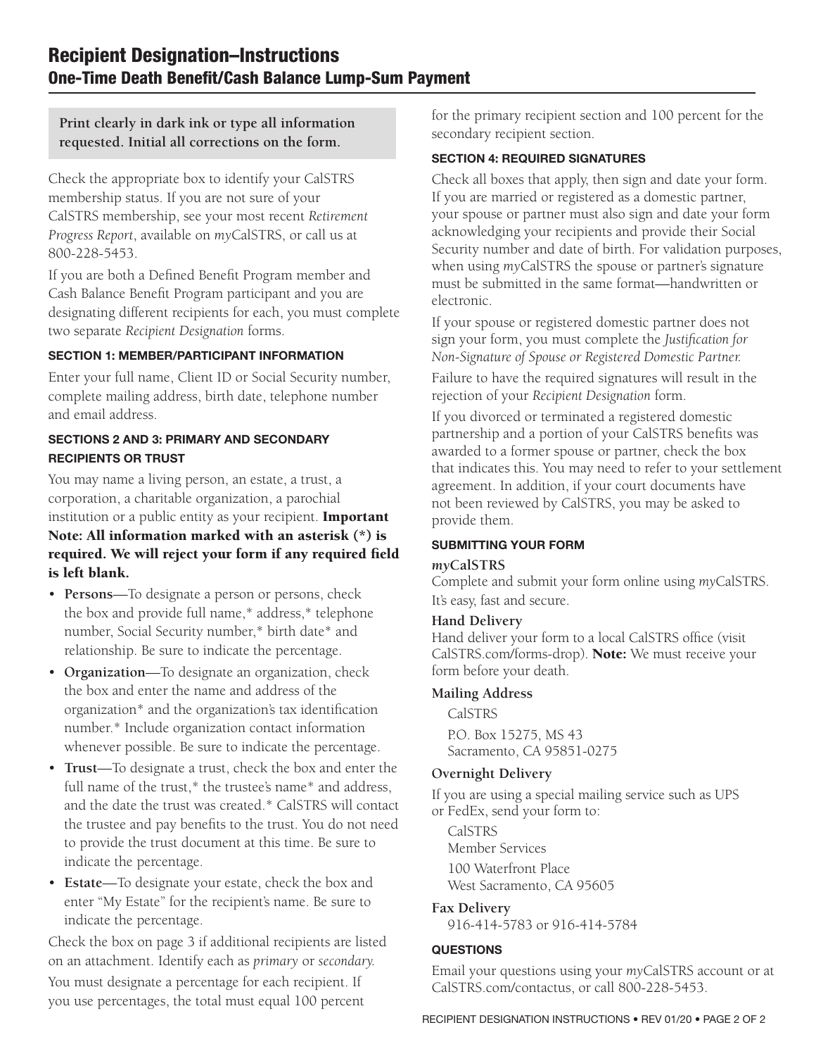# Recipient Designation–Instructions
## One-Time Death Benefit/Cash Balance Lump-Sum Payment

**Print clearly in dark ink or type all information requested. Initial all corrections on the form.**

Check the appropriate box to identify your CalSTRS membership status. If you are not sure of your CalSTRS membership, see your most recent *Retirement Progress Report*, available on *my*CalSTRS, or call us at 800-228-5453.

If you are both a Defined Benefit Program member and Cash Balance Benefit Program participant and you are designating different recipients for each, you must complete two separate *Recipient Designation* forms.

### SECTION 1: MEMBER/PARTICIPANT INFORMATION

Enter your full name, Client ID or Social Security number, complete mailing address, birth date, telephone number and email address.

### SECTIONS 2 AND 3: PRIMARY AND SECONDARY RECIPIENTS OR TRUST

You may name a living person, an estate, a trust, a corporation, a charitable organization, a parochial institution or a public entity as your recipient. **Important Note: All information marked with an asterisk (*) is required. We will reject your form if any required field is left blank.**

- **Persons**—To designate a person or persons, check the box and provide full name,* address,* telephone number, Social Security number,* birth date* and relationship. Be sure to indicate the percentage.
- **Organization**—To designate an organization, check the box and enter the name and address of the organization* and the organization's tax identification number.* Include organization contact information whenever possible. Be sure to indicate the percentage.
- **Trust**—To designate a trust, check the box and enter the full name of the trust,* the trustee's name* and address, and the date the trust was created.* CalSTRS will contact the trustee and pay benefits to the trust. You do not need to provide the trust document at this time. Be sure to indicate the percentage.
- **Estate**—To designate your estate, check the box and enter "My Estate" for the recipient's name. Be sure to indicate the percentage.

Check the box on page 3 if additional recipients are listed on an attachment. Identify each as *primary* or *secondary.*

You must designate a percentage for each recipient. If you use percentages, the total must equal 100 percent for the primary recipient section and 100 percent for the secondary recipient section.

### SECTION 4: REQUIRED SIGNATURES

Check all boxes that apply, then sign and date your form. If you are married or registered as a domestic partner, your spouse or partner must also sign and date your form acknowledging your recipients and provide their Social Security number and date of birth. For validation purposes, when using *my*CalSTRS the spouse or partner's signature must be submitted in the same format—handwritten or electronic.

If your spouse or registered domestic partner does not sign your form, you must complete the *Justification for Non-Signature of Spouse or Registered Domestic Partner.*

Failure to have the required signatures will result in the rejection of your *Recipient Designation* form.

If you divorced or terminated a registered domestic partnership and a portion of your CalSTRS benefits was awarded to a former spouse or partner, check the box that indicates this. You may need to refer to your settlement agreement. In addition, if your court documents have not been reviewed by CalSTRS, you may be asked to provide them.

### SUBMITTING YOUR FORM

**_my_CalSTRS**

Complete and submit your form online using *my*CalSTRS. It's easy, fast and secure.

**Hand Delivery**

Hand deliver your form to a local CalSTRS office (visit CalSTRS.com/forms-drop). **Note:** We must receive your form before your death.

**Mailing Address**

CalSTRS
P.O. Box 15275, MS 43
Sacramento, CA 95851-0275

**Overnight Delivery**

If you are using a special mailing service such as UPS or FedEx, send your form to:

CalSTRS
Member Services
100 Waterfront Place
West Sacramento, CA 95605

**Fax Delivery**

916-414-5783 or 916-414-5784

### QUESTIONS

Email your questions using your *my*CalSTRS account or at CalSTRS.com/contactus, or call 800-228-5453.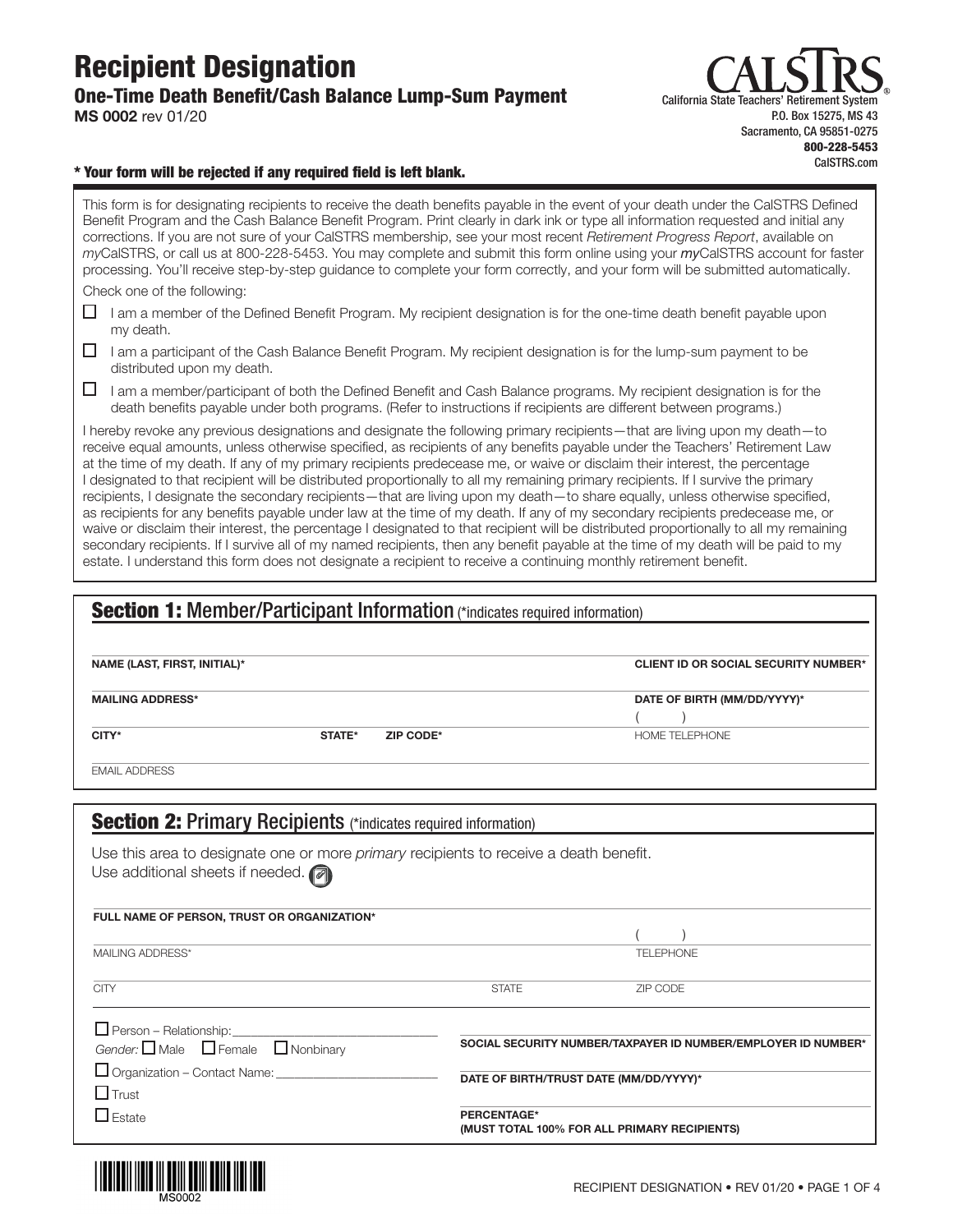# Recipient Designation

## One-Time Death Benefit/Cash Balance Lump-Sum Payment

**MS 0002** rev 01/20

CALSTRS
California State Teachers' Retirement System
P.O. Box 15275, MS 43
Sacramento, CA 95851-0275
**800-228-5453**
CalSTRS.com

**\* Your form will be rejected if any required field is left blank.**

This form is for designating recipients to receive the death benefits payable in the event of your death under the CalSTRS Defined Benefit Program and the Cash Balance Benefit Program. Print clearly in dark ink or type all information requested and initial any corrections. If you are not sure of your CalSTRS membership, see your most recent *Retirement Progress Report*, available on *my*CalSTRS, or call us at 800-228-5453. You may complete and submit this form online using your ***my***CalSTRS account for faster processing. You'll receive step-by-step guidance to complete your form correctly, and your form will be submitted automatically.

Check one of the following:

- ☐ I am a member of the Defined Benefit Program. My recipient designation is for the one-time death benefit payable upon my death.
- ☐ I am a participant of the Cash Balance Benefit Program. My recipient designation is for the lump-sum payment to be distributed upon my death.
- ☐ I am a member/participant of both the Defined Benefit and Cash Balance programs. My recipient designation is for the death benefits payable under both programs. (Refer to instructions if recipients are different between programs.)

I hereby revoke any previous designations and designate the following primary recipients—that are living upon my death—to receive equal amounts, unless otherwise specified, as recipients of any benefits payable under the Teachers' Retirement Law at the time of my death. If any of my primary recipients predecease me, or waive or disclaim their interest, the percentage I designated to that recipient will be distributed proportionally to all my remaining primary recipients. If I survive the primary recipients, I designate the secondary recipients—that are living upon my death—to share equally, unless otherwise specified, as recipients for any benefits payable under law at the time of my death. If any of my secondary recipients predecease me, or waive or disclaim their interest, the percentage I designated to that recipient will be distributed proportionally to all my remaining secondary recipients. If I survive all of my named recipients, then any benefit payable at the time of my death will be paid to my estate. I understand this form does not designate a recipient to receive a continuing monthly retirement benefit.

## Section 1: Member/Participant Information (*indicates required information)

**NAME (LAST, FIRST, INITIAL)\*** | **CLIENT ID OR SOCIAL SECURITY NUMBER\***

**MAILING ADDRESS\*** | **DATE OF BIRTH (MM/DD/YYYY)\***

**CITY\*** | **STATE\*** | **ZIP CODE\*** | ( ) HOME TELEPHONE

EMAIL ADDRESS

## Section 2: Primary Recipients (*indicates required information)

Use this area to designate one or more *primary* recipients to receive a death benefit.
Use additional sheets if needed.

**FULL NAME OF PERSON, TRUST OR ORGANIZATION\***

MAILING ADDRESS\* | ( ) TELEPHONE

CITY | STATE | ZIP CODE

- ☐ Person – Relationship: ____________________
  *Gender:* ☐ Male ☐ Female ☐ Nonbinary
- ☐ Organization – Contact Name: ____________________
- ☐ Trust
- ☐ Estate

**SOCIAL SECURITY NUMBER/TAXPAYER ID NUMBER/EMPLOYER ID NUMBER\***

**DATE OF BIRTH/TRUST DATE (MM/DD/YYYY)\***

**PERCENTAGE\***
**(MUST TOTAL 100% FOR ALL PRIMARY RECIPIENTS)**

MS0002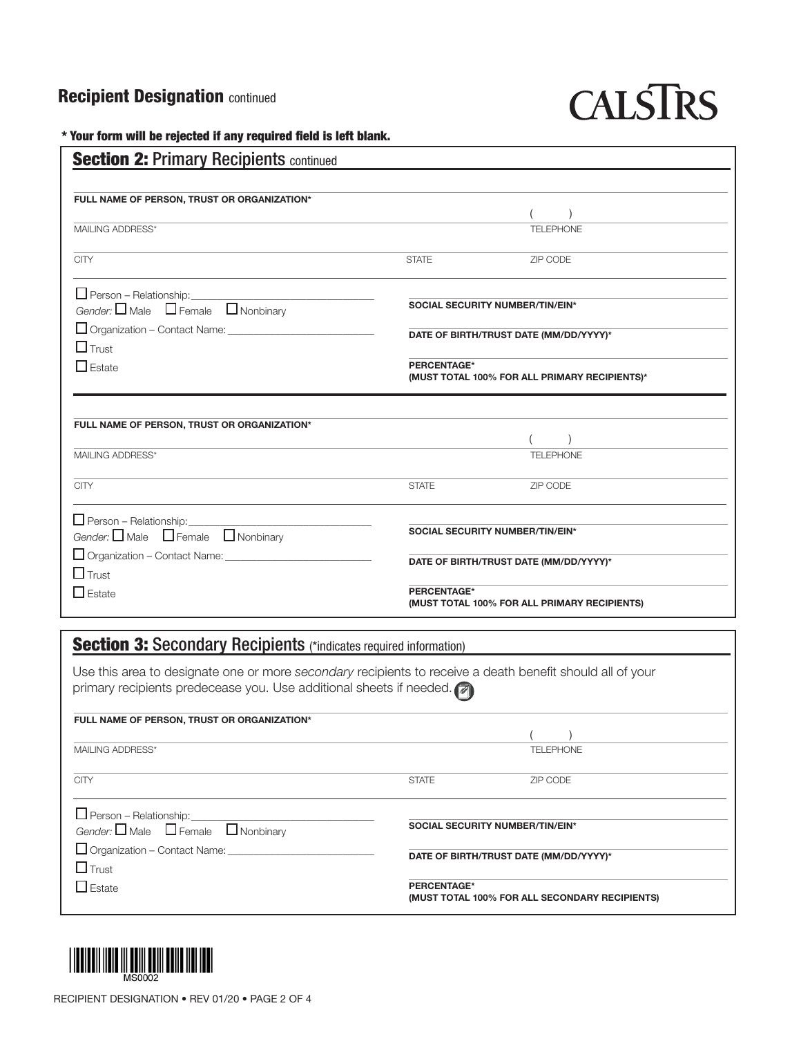## Recipient Designation continued

CALSTRS

**\* Your form will be rejected if any required field is left blank.**

### Section 2: Primary Recipients continued

**FULL NAME OF PERSON, TRUST OR ORGANIZATION***

MAILING ADDRESS* ( ) TELEPHONE

CITY STATE ZIP CODE

☐ Person – Relationship: ______________________
*Gender:* ☐ Male ☐ Female ☐ Nonbinary

☐ Organization – Contact Name: ______________________

☐ Trust

☐ Estate

**SOCIAL SECURITY NUMBER/TIN/EIN***

**DATE OF BIRTH/TRUST DATE (MM/DD/YYYY)***

**PERCENTAGE***
**(MUST TOTAL 100% FOR ALL PRIMARY RECIPIENTS)***

---

**FULL NAME OF PERSON, TRUST OR ORGANIZATION***

MAILING ADDRESS* ( ) TELEPHONE

CITY STATE ZIP CODE

☐ Person – Relationship: ______________________
*Gender:* ☐ Male ☐ Female ☐ Nonbinary

☐ Organization – Contact Name: ______________________

☐ Trust

☐ Estate

**SOCIAL SECURITY NUMBER/TIN/EIN***

**DATE OF BIRTH/TRUST DATE (MM/DD/YYYY)***

**PERCENTAGE***
**(MUST TOTAL 100% FOR ALL PRIMARY RECIPIENTS)**

### Section 3: Secondary Recipients (*indicates required information)

Use this area to designate one or more *secondary* recipients to receive a death benefit should all of your primary recipients predecease you. Use additional sheets if needed.

**FULL NAME OF PERSON, TRUST OR ORGANIZATION***

MAILING ADDRESS* ( ) TELEPHONE

CITY STATE ZIP CODE

☐ Person – Relationship: ______________________
*Gender:* ☐ Male ☐ Female ☐ Nonbinary

☐ Organization – Contact Name: ______________________

☐ Trust

☐ Estate

**SOCIAL SECURITY NUMBER/TIN/EIN***

**DATE OF BIRTH/TRUST DATE (MM/DD/YYYY)***

**PERCENTAGE***
**(MUST TOTAL 100% FOR ALL SECONDARY RECIPIENTS)**

MS0002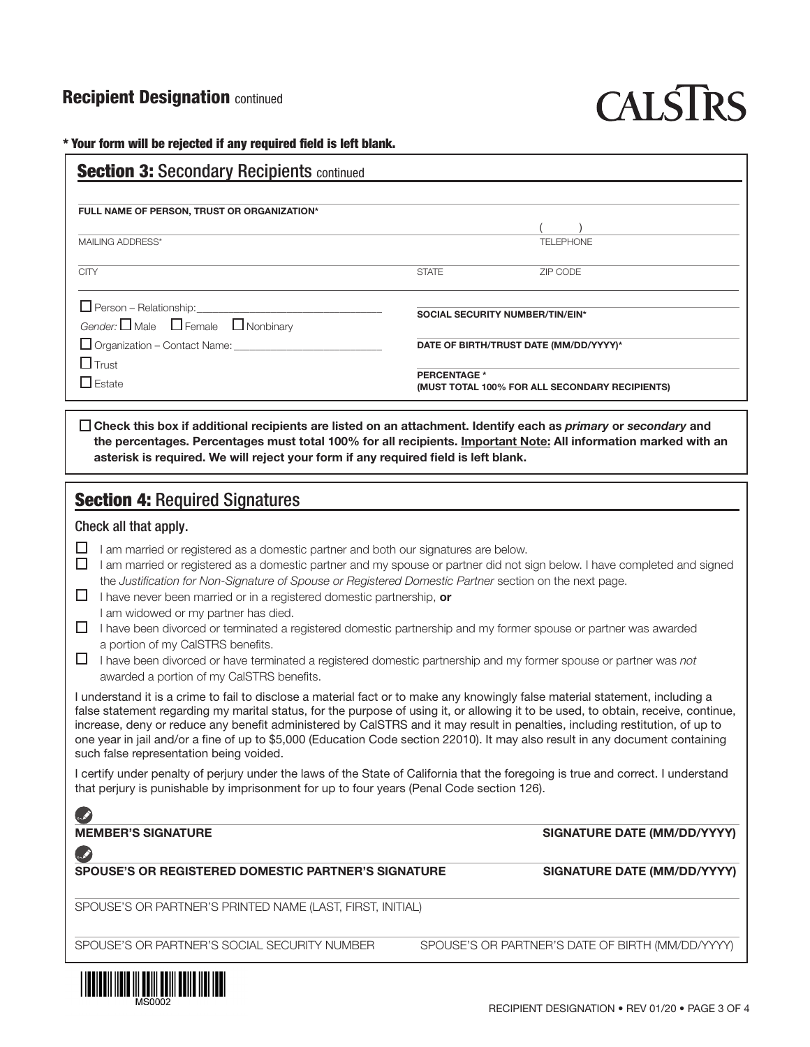## Recipient Designation continued

**CALSTRS**

**\* Your form will be rejected if any required field is left blank.**

## Section 3: Secondary Recipients continued

FULL NAME OF PERSON, TRUST OR ORGANIZATION*

MAILING ADDRESS* | TELEPHONE ( )

CITY | STATE | ZIP CODE

☐ Person – Relationship: ____________________

*Gender:* ☐ Male ☐ Female ☐ Nonbinary

☐ Organization – Contact Name: ____________________

☐ Trust

☐ Estate

SOCIAL SECURITY NUMBER/TIN/EIN*

DATE OF BIRTH/TRUST DATE (MM/DD/YYYY)*

PERCENTAGE * (MUST TOTAL 100% FOR ALL SECONDARY RECIPIENTS)

☐ **Check this box if additional recipients are listed on an attachment. Identify each as *primary* or *secondary* and the percentages. Percentages must total 100% for all recipients. Important Note: All information marked with an asterisk is required. We will reject your form if any required field is left blank.**

## Section 4: Required Signatures

### Check all that apply.

☐ I am married or registered as a domestic partner and both our signatures are below.

☐ I am married or registered as a domestic partner and my spouse or partner did not sign below. I have completed and signed the *Justification for Non-Signature of Spouse or Registered Domestic Partner* section on the next page.

☐ I have never been married or in a registered domestic partnership, **or** I am widowed or my partner has died.

☐ I have been divorced or terminated a registered domestic partnership and my former spouse or partner was awarded a portion of my CalSTRS benefits.

☐ I have been divorced or have terminated a registered domestic partnership and my former spouse or partner was *not* awarded a portion of my CalSTRS benefits.

I understand it is a crime to fail to disclose a material fact or to make any knowingly false material statement, including a false statement regarding my marital status, for the purpose of using it, or allowing it to be used, to obtain, receive, continue, increase, deny or reduce any benefit administered by CalSTRS and it may result in penalties, including restitution, of up to one year in jail and/or a fine of up to $5,000 (Education Code section 22010). It may also result in any document containing such false representation being voided.

I certify under penalty of perjury under the laws of the State of California that the foregoing is true and correct. I understand that perjury is punishable by imprisonment for up to four years (Penal Code section 126).

**MEMBER'S SIGNATURE** | **SIGNATURE DATE (MM/DD/YYYY)**

**SPOUSE'S OR REGISTERED DOMESTIC PARTNER'S SIGNATURE** | **SIGNATURE DATE (MM/DD/YYYY)**

SPOUSE'S OR PARTNER'S PRINTED NAME (LAST, FIRST, INITIAL)

SPOUSE'S OR PARTNER'S SOCIAL SECURITY NUMBER | SPOUSE'S OR PARTNER'S DATE OF BIRTH (MM/DD/YYYY)

MS0002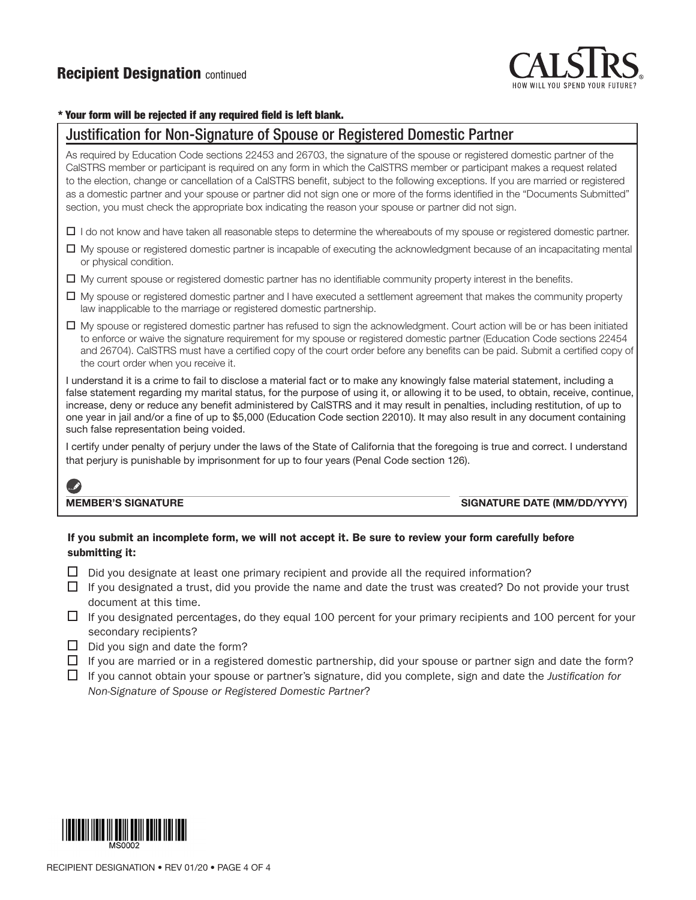## Recipient Designation continued

**\* Your form will be rejected if any required field is left blank.**

## Justification for Non-Signature of Spouse or Registered Domestic Partner

As required by Education Code sections 22453 and 26703, the signature of the spouse or registered domestic partner of the CalSTRS member or participant is required on any form in which the CalSTRS member or participant makes a request related to the election, change or cancellation of a CalSTRS benefit, subject to the following exceptions. If you are married or registered as a domestic partner and your spouse or partner did not sign one or more of the forms identified in the "Documents Submitted" section, you must check the appropriate box indicating the reason your spouse or partner did not sign.

- ☐ I do not know and have taken all reasonable steps to determine the whereabouts of my spouse or registered domestic partner.
- ☐ My spouse or registered domestic partner is incapable of executing the acknowledgment because of an incapacitating mental or physical condition.
- ☐ My current spouse or registered domestic partner has no identifiable community property interest in the benefits.
- ☐ My spouse or registered domestic partner and I have executed a settlement agreement that makes the community property law inapplicable to the marriage or registered domestic partnership.
- ☐ My spouse or registered domestic partner has refused to sign the acknowledgment. Court action will be or has been initiated to enforce or waive the signature requirement for my spouse or registered domestic partner (Education Code sections 22454 and 26704). CalSTRS must have a certified copy of the court order before any benefits can be paid. Submit a certified copy of the court order when you receive it.

I understand it is a crime to fail to disclose a material fact or to make any knowingly false material statement, including a false statement regarding my marital status, for the purpose of using it, or allowing it to be used, to obtain, receive, continue, increase, deny or reduce any benefit administered by CalSTRS and it may result in penalties, including restitution, of up to one year in jail and/or a fine of up to $5,000 (Education Code section 22010). It may also result in any document containing such false representation being voided.

I certify under penalty of perjury under the laws of the State of California that the foregoing is true and correct. I understand that perjury is punishable by imprisonment for up to four years (Penal Code section 126).

**MEMBER'S SIGNATURE** ____________________ **SIGNATURE DATE (MM/DD/YYYY)** ____________________

**If you submit an incomplete form, we will not accept it. Be sure to review your form carefully before submitting it:**

- ☐ Did you designate at least one primary recipient and provide all the required information?
- ☐ If you designated a trust, did you provide the name and date the trust was created? Do not provide your trust document at this time.
- ☐ If you designated percentages, do they equal 100 percent for your primary recipients and 100 percent for your secondary recipients?
- ☐ Did you sign and date the form?
- ☐ If you are married or in a registered domestic partnership, did your spouse or partner sign and date the form?
- ☐ If you cannot obtain your spouse or partner's signature, did you complete, sign and date the *Justification for Non-Signature of Spouse or Registered Domestic Partner*?

MS0002